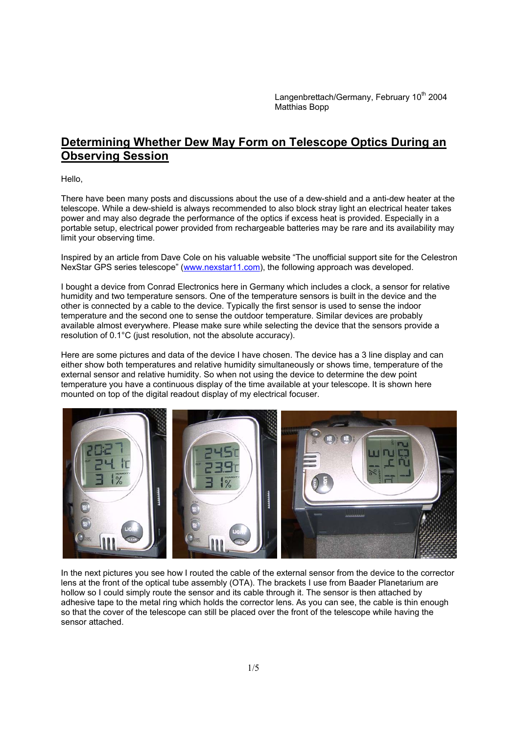Langenbrettach/Germany, February 10th 2004
Matthias Bopp

# Determining Whether Dew May Form on Telescope Optics During an Observing Session

Hello,

There have been many posts and discussions about the use of a dew-shield and a anti-dew heater at the telescope. While a dew-shield is always recommended to also block stray light an electrical heater takes power and may also degrade the performance of the optics if excess heat is provided. Especially in a portable setup, electrical power provided from rechargeable batteries may be rare and its availability may limit your observing time.

Inspired by an article from Dave Cole on his valuable website “The unofficial support site for the Celestron NexStar GPS series telescope” (www.nexstar11.com), the following approach was developed.

I bought a device from Conrad Electronics here in Germany which includes a clock, a sensor for relative humidity and two temperature sensors. One of the temperature sensors is built in the device and the other is connected by a cable to the device. Typically the first sensor is used to sense the indoor temperature and the second one to sense the outdoor temperature. Similar devices are probably available almost everywhere. Please make sure while selecting the device that the sensors provide a resolution of 0.1°C (just resolution, not the absolute accuracy).

Here are some pictures and data of the device I have chosen. The device has a 3 line display and can either show both temperatures and relative humidity simultaneously or shows time, temperature of the external sensor and relative humidity. So when not using the device to determine the dew point temperature you have a continuous display of the time available at your telescope. It is shown here mounted on top of the digital readout display of my electrical focuser.

In the next pictures you see how I routed the cable of the external sensor from the device to the corrector lens at the front of the optical tube assembly (OTA). The brackets I use from Baader Planetarium are hollow so I could simply route the sensor and its cable through it. The sensor is then attached by adhesive tape to the metal ring which holds the corrector lens. As you can see, the cable is thin enough so that the cover of the telescope can still be placed over the front of the telescope while having the sensor attached.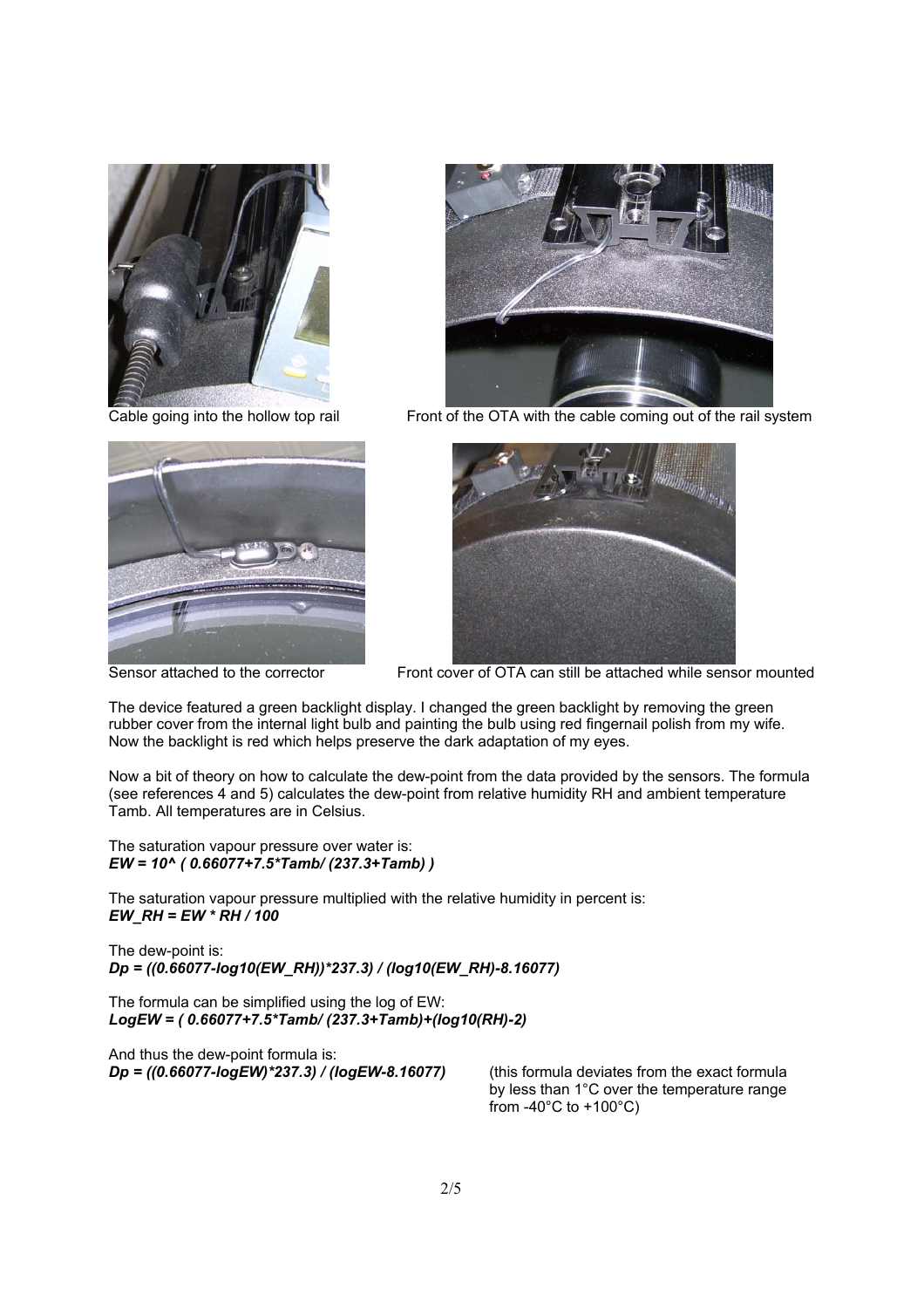Cable going into the hollow top rail

Front of the OTA with the cable coming out of the rail system

Sensor attached to the corrector

Front cover of OTA can still be attached while sensor mounted

The device featured a green backlight display. I changed the green backlight by removing the green rubber cover from the internal light bulb and painting the bulb using red fingernail polish from my wife. Now the backlight is red which helps preserve the dark adaptation of my eyes.

Now a bit of theory on how to calculate the dew-point from the data provided by the sensors. The formula (see references 4 and 5) calculates the dew-point from relative humidity RH and ambient temperature Tamb. All temperatures are in Celsius.

The saturation vapour pressure over water is:

$$EW = 10^{\left( 0.66077+7.5 \cdot Tamb / (237.3+Tamb) \right)}$$

The saturation vapour pressure multiplied with the relative humidity in percent is:

$$EW\_RH = EW \cdot RH / 100$$

The dew-point is:

$$Dp = ((0.66077-\log10(EW\_RH)) \cdot 237.3) / (\log10(EW\_RH)-8.16077)$$

The formula can be simplified using the log of EW:

$$LogEW = ( 0.66077+7.5 \cdot Tamb / (237.3+Tamb))+(\log10(RH)-2)$$

And thus the dew-point formula is:

$$Dp = ((0.66077-logEW) \cdot 237.3) / (logEW-8.16077)$$

(this formula deviates from the exact formula by less than 1°C over the temperature range from -40°C to +100°C)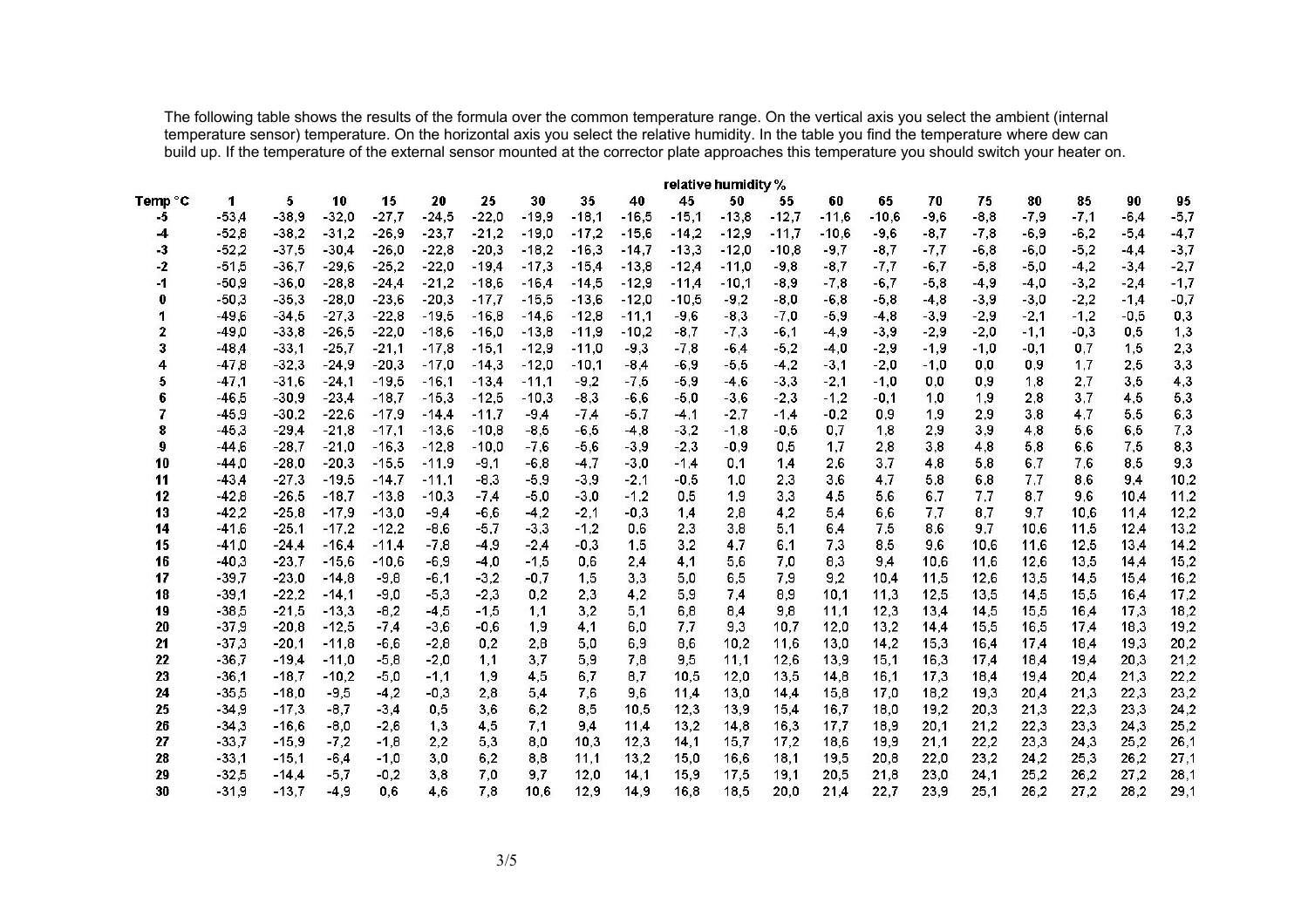The following table shows the results of the formula over the common temperature range. On the vertical axis you select the ambient (internal temperature sensor) temperature. On the horizontal axis you select the relative humidity. In the table you find the temperature where dew can build up. If the temperature of the external sensor mounted at the corrector plate approaches this temperature you should switch your heater on.

| | relative humidity % | | | | | | | | | | | | | | | | | | | |
|---|---|---|---|---|---|---|---|---|---|---|---|---|---|---|---|---|---|---|---|---|
| **Temp °C** | **1** | **5** | **10** | **15** | **20** | **25** | **30** | **35** | **40** | **45** | **50** | **55** | **60** | **65** | **70** | **75** | **80** | **85** | **90** | **95** |
| **-5** | -53,4 | -38,9 | -32,0 | -27,7 | -24,5 | -22,0 | -19,9 | -18,1 | -16,5 | -15,1 | -13,8 | -12,7 | -11,6 | -10,6 | -9,6 | -8,8 | -7,9 | -7,1 | -6,4 | -5,7 |
| **-4** | -52,8 | -38,2 | -31,2 | -26,9 | -23,7 | -21,2 | -19,0 | -17,2 | -15,6 | -14,2 | -12,9 | -11,7 | -10,6 | -9,6 | -8,7 | -7,8 | -6,9 | -6,2 | -5,4 | -4,7 |
| **-3** | -52,2 | -37,5 | -30,4 | -26,0 | -22,8 | -20,3 | -18,2 | -16,3 | -14,7 | -13,3 | -12,0 | -10,8 | -9,7 | -8,7 | -7,7 | -6,8 | -6,0 | -5,2 | -4,4 | -3,7 |
| **-2** | -51,5 | -36,7 | -29,6 | -25,2 | -22,0 | -19,4 | -17,3 | -15,4 | -13,8 | -12,4 | -11,0 | -9,8 | -8,7 | -7,7 | -6,7 | -5,8 | -5,0 | -4,2 | -3,4 | -2,7 |
| **-1** | -50,9 | -36,0 | -28,8 | -24,4 | -21,2 | -18,6 | -16,4 | -14,5 | -12,9 | -11,4 | -10,1 | -8,9 | -7,8 | -6,7 | -5,8 | -4,9 | -4,0 | -3,2 | -2,4 | -1,7 |
| **0** | -50,3 | -35,3 | -28,0 | -23,6 | -20,3 | -17,7 | -15,5 | -13,6 | -12,0 | -10,5 | -9,2 | -8,0 | -6,8 | -5,8 | -4,8 | -3,9 | -3,0 | -2,2 | -1,4 | -0,7 |
| **1** | -49,6 | -34,5 | -27,3 | -22,8 | -19,5 | -16,8 | -14,6 | -12,8 | -11,1 | -9,6 | -8,3 | -7,0 | -5,9 | -4,8 | -3,9 | -2,9 | -2,1 | -1,2 | -0,5 | 0,3 |
| **2** | -49,0 | -33,8 | -26,5 | -22,0 | -18,6 | -16,0 | -13,8 | -11,9 | -10,2 | -8,7 | -7,3 | -6,1 | -4,9 | -3,9 | -2,9 | -2,0 | -1,1 | -0,3 | 0,5 | 1,3 |
| **3** | -48,4 | -33,1 | -25,7 | -21,1 | -17,8 | -15,1 | -12,9 | -11,0 | -9,3 | -7,8 | -6,4 | -5,2 | -4,0 | -2,9 | -1,9 | -1,0 | -0,1 | 0,7 | 1,5 | 2,3 |
| **4** | -47,8 | -32,3 | -24,9 | -20,3 | -17,0 | -14,3 | -12,0 | -10,1 | -8,4 | -6,9 | -5,5 | -4,2 | -3,1 | -2,0 | -1,0 | 0,0 | 0,9 | 1,7 | 2,5 | 3,3 |
| **5** | -47,1 | -31,6 | -24,1 | -19,5 | -16,1 | -13,4 | -11,1 | -9,2 | -7,5 | -5,9 | -4,6 | -3,3 | -2,1 | -1,0 | 0,0 | 0,9 | 1,8 | 2,7 | 3,5 | 4,3 |
| **6** | -46,5 | -30,9 | -23,4 | -18,7 | -15,3 | -12,5 | -10,3 | -8,3 | -6,6 | -5,0 | -3,6 | -2,3 | -1,2 | -0,1 | 1,0 | 1,9 | 2,8 | 3,7 | 4,5 | 5,3 |
| **7** | -45,9 | -30,2 | -22,6 | -17,9 | -14,4 | -11,7 | -9,4 | -7,4 | -5,7 | -4,1 | -2,7 | -1,4 | -0,2 | 0,9 | 1,9 | 2,9 | 3,8 | 4,7 | 5,5 | 6,3 |
| **8** | -45,3 | -29,4 | -21,8 | -17,1 | -13,6 | -10,8 | -8,5 | -6,5 | -4,8 | -3,2 | -1,8 | -0,5 | 0,7 | 1,8 | 2,9 | 3,9 | 4,8 | 5,6 | 6,5 | 7,3 |
| **9** | -44,6 | -28,7 | -21,0 | -16,3 | -12,8 | -10,0 | -7,6 | -5,6 | -3,9 | -2,3 | -0,9 | 0,5 | 1,7 | 2,8 | 3,8 | 4,8 | 5,8 | 6,6 | 7,5 | 8,3 |
| **10** | -44,0 | -28,0 | -20,3 | -15,5 | -11,9 | -9,1 | -6,8 | -4,7 | -3,0 | -1,4 | 0,1 | 1,4 | 2,6 | 3,7 | 4,8 | 5,8 | 6,7 | 7,6 | 8,5 | 9,3 |
| **11** | -43,4 | -27,3 | -19,5 | -14,7 | -11,1 | -8,3 | -5,9 | -3,9 | -2,1 | -0,5 | 1,0 | 2,3 | 3,6 | 4,7 | 5,8 | 6,8 | 7,7 | 8,6 | 9,4 | 10,2 |
| **12** | -42,8 | -26,5 | -18,7 | -13,8 | -10,3 | -7,4 | -5,0 | -3,0 | -1,2 | 0,5 | 1,9 | 3,3 | 4,5 | 5,6 | 6,7 | 7,7 | 8,7 | 9,6 | 10,4 | 11,2 |
| **13** | -42,2 | -25,8 | -17,9 | -13,0 | -9,4 | -6,6 | -4,2 | -2,1 | -0,3 | 1,4 | 2,8 | 4,2 | 5,4 | 6,6 | 7,7 | 8,7 | 9,7 | 10,6 | 11,4 | 12,2 |
| **14** | -41,6 | -25,1 | -17,2 | -12,2 | -8,6 | -5,7 | -3,3 | -1,2 | 0,6 | 2,3 | 3,8 | 5,1 | 6,4 | 7,5 | 8,6 | 9,7 | 10,6 | 11,5 | 12,4 | 13,2 |
| **15** | -41,0 | -24,4 | -16,4 | -11,4 | -7,8 | -4,9 | -2,4 | -0,3 | 1,5 | 3,2 | 4,7 | 6,1 | 7,3 | 8,5 | 9,6 | 10,6 | 11,6 | 12,5 | 13,4 | 14,2 |
| **16** | -40,3 | -23,7 | -15,6 | -10,6 | -6,9 | -4,0 | -1,5 | 0,6 | 2,4 | 4,1 | 5,6 | 7,0 | 8,3 | 9,4 | 10,6 | 11,6 | 12,6 | 13,5 | 14,4 | 15,2 |
| **17** | -39,7 | -23,0 | -14,8 | -9,8 | -6,1 | -3,2 | -0,7 | 1,5 | 3,3 | 5,0 | 6,5 | 7,9 | 9,2 | 10,4 | 11,5 | 12,6 | 13,5 | 14,5 | 15,4 | 16,2 |
| **18** | -39,1 | -22,2 | -14,1 | -9,0 | -5,3 | -2,3 | 0,2 | 2,3 | 4,2 | 5,9 | 7,4 | 8,9 | 10,1 | 11,3 | 12,5 | 13,5 | 14,5 | 15,5 | 16,4 | 17,2 |
| **19** | -38,5 | -21,5 | -13,3 | -8,2 | -4,5 | -1,5 | 1,1 | 3,2 | 5,1 | 6,8 | 8,4 | 9,8 | 11,1 | 12,3 | 13,4 | 14,5 | 15,5 | 16,4 | 17,3 | 18,2 |
| **20** | -37,9 | -20,8 | -12,5 | -7,4 | -3,6 | -0,6 | 1,9 | 4,1 | 6,0 | 7,7 | 9,3 | 10,7 | 12,0 | 13,2 | 14,4 | 15,5 | 16,5 | 17,4 | 18,3 | 19,2 |
| **21** | -37,3 | -20,1 | -11,8 | -6,6 | -2,8 | 0,2 | 2,8 | 5,0 | 6,9 | 8,6 | 10,2 | 11,6 | 13,0 | 14,2 | 15,3 | 16,4 | 17,4 | 18,4 | 19,3 | 20,2 |
| **22** | -36,7 | -19,4 | -11,0 | -5,8 | -2,0 | 1,1 | 3,7 | 5,9 | 7,8 | 9,5 | 11,1 | 12,6 | 13,9 | 15,1 | 16,3 | 17,4 | 18,4 | 19,4 | 20,3 | 21,2 |
| **23** | -36,1 | -18,7 | -10,2 | -5,0 | -1,1 | 1,9 | 4,5 | 6,7 | 8,7 | 10,5 | 12,0 | 13,5 | 14,8 | 16,1 | 17,3 | 18,4 | 19,4 | 20,4 | 21,3 | 22,2 |
| **24** | -35,5 | -18,0 | -9,5 | -4,2 | -0,3 | 2,8 | 5,4 | 7,6 | 9,6 | 11,4 | 13,0 | 14,4 | 15,8 | 17,0 | 18,2 | 19,3 | 20,4 | 21,3 | 22,3 | 23,2 |
| **25** | -34,9 | -17,3 | -8,7 | -3,4 | 0,5 | 3,6 | 6,2 | 8,5 | 10,5 | 12,3 | 13,9 | 15,4 | 16,7 | 18,0 | 19,2 | 20,3 | 21,3 | 22,3 | 23,3 | 24,2 |
| **26** | -34,3 | -16,6 | -8,0 | -2,6 | 1,3 | 4,5 | 7,1 | 9,4 | 11,4 | 13,2 | 14,8 | 16,3 | 17,7 | 18,9 | 20,1 | 21,2 | 22,3 | 23,3 | 24,3 | 25,2 |
| **27** | -33,7 | -15,9 | -7,2 | -1,8 | 2,2 | 5,3 | 8,0 | 10,3 | 12,3 | 14,1 | 15,7 | 17,2 | 18,6 | 19,9 | 21,1 | 22,2 | 23,3 | 24,3 | 25,2 | 26,1 |
| **28** | -33,1 | -15,1 | -6,4 | -1,0 | 3,0 | 6,2 | 8,8 | 11,1 | 13,2 | 15,0 | 16,6 | 18,1 | 19,5 | 20,8 | 22,0 | 23,2 | 24,2 | 25,3 | 26,2 | 27,1 |
| **29** | -32,5 | -14,4 | -5,7 | -0,2 | 3,8 | 7,0 | 9,7 | 12,0 | 14,1 | 15,9 | 17,5 | 19,1 | 20,5 | 21,8 | 23,0 | 24,1 | 25,2 | 26,2 | 27,2 | 28,1 |
| **30** | -31,9 | -13,7 | -4,9 | 0,6 | 4,6 | 7,8 | 10,6 | 12,9 | 14,9 | 16,8 | 18,5 | 20,0 | 21,4 | 22,7 | 23,9 | 25,1 | 26,2 | 27,2 | 28,2 | 29,1 |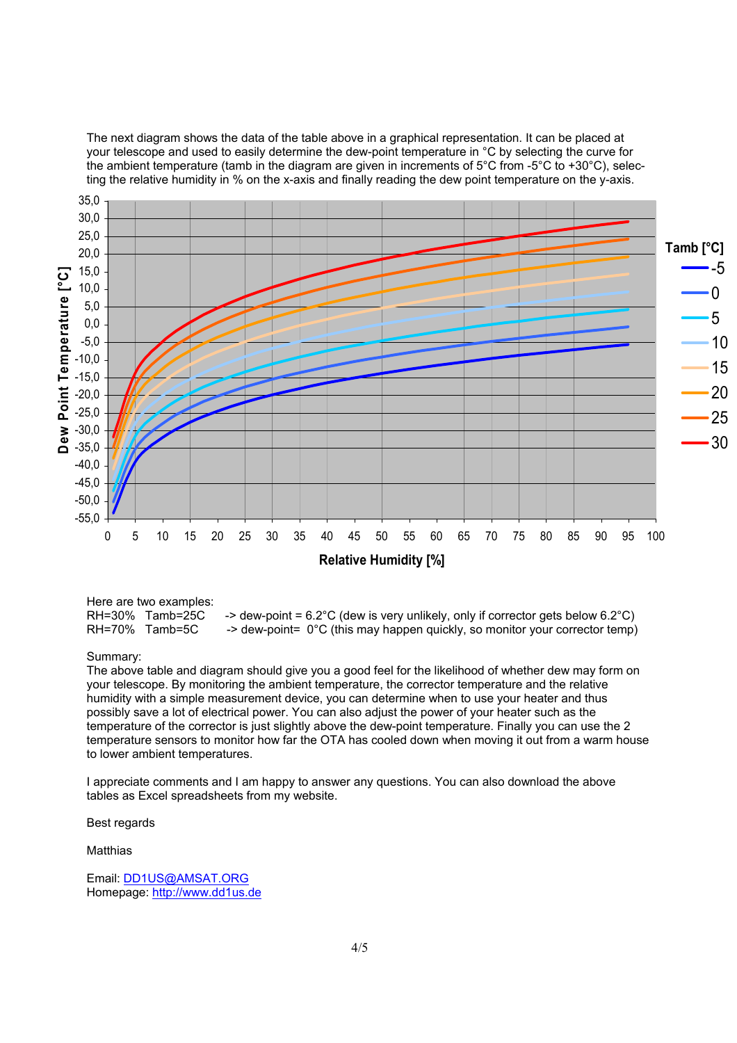The next diagram shows the data of the table above in a graphical representation. It can be placed at your telescope and used to easily determine the dew-point temperature in °C by selecting the curve for the ambient temperature (tamb in the diagram are given in increments of 5°C from -5°C to +30°C), selecting the relative humidity in % on the x-axis and finally reading the dew point temperature on the y-axis.

Here are two examples:

RH=30% Tamb=25C -> dew-point = 6.2°C (dew is very unlikely, only if corrector gets below 6.2°C)

RH=70% Tamb=5C -> dew-point= 0°C (this may happen quickly, so monitor your corrector temp)

Summary:

The above table and diagram should give you a good feel for the likelihood of whether dew may form on your telescope. By monitoring the ambient temperature, the corrector temperature and the relative humidity with a simple measurement device, you can determine when to use your heater and thus possibly save a lot of electrical power. You can also adjust the power of your heater such as the temperature of the corrector is just slightly above the dew-point temperature. Finally you can use the 2 temperature sensors to monitor how far the OTA has cooled down when moving it out from a warm house to lower ambient temperatures.

I appreciate comments and I am happy to answer any questions. You can also download the above tables as Excel spreadsheets from my website.

Best regards

Matthias

Email: DD1US@AMSAT.ORG
Homepage: http://www.dd1us.de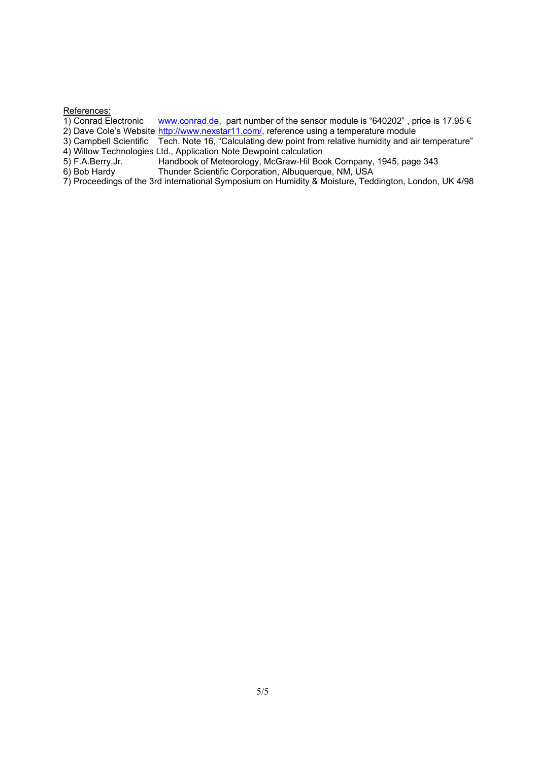References:

1) Conrad Electronic www.conrad.de, part number of the sensor module is "640202" , price is 17.95 €
2) Dave Cole's Website http://www.nexstar11.com/, reference using a temperature module
3) Campbell Scientific Tech. Note 16, "Calculating dew point from relative humidity and air temperature"
4) Willow Technologies Ltd., Application Note Dewpoint calculation
5) F.A.Berry,Jr. Handbook of Meteorology, McGraw-Hil Book Company, 1945, page 343
6) Bob Hardy Thunder Scientific Corporation, Albuquerque, NM, USA
7) Proceedings of the 3rd international Symposium on Humidity & Moisture, Teddington, London, UK 4/98